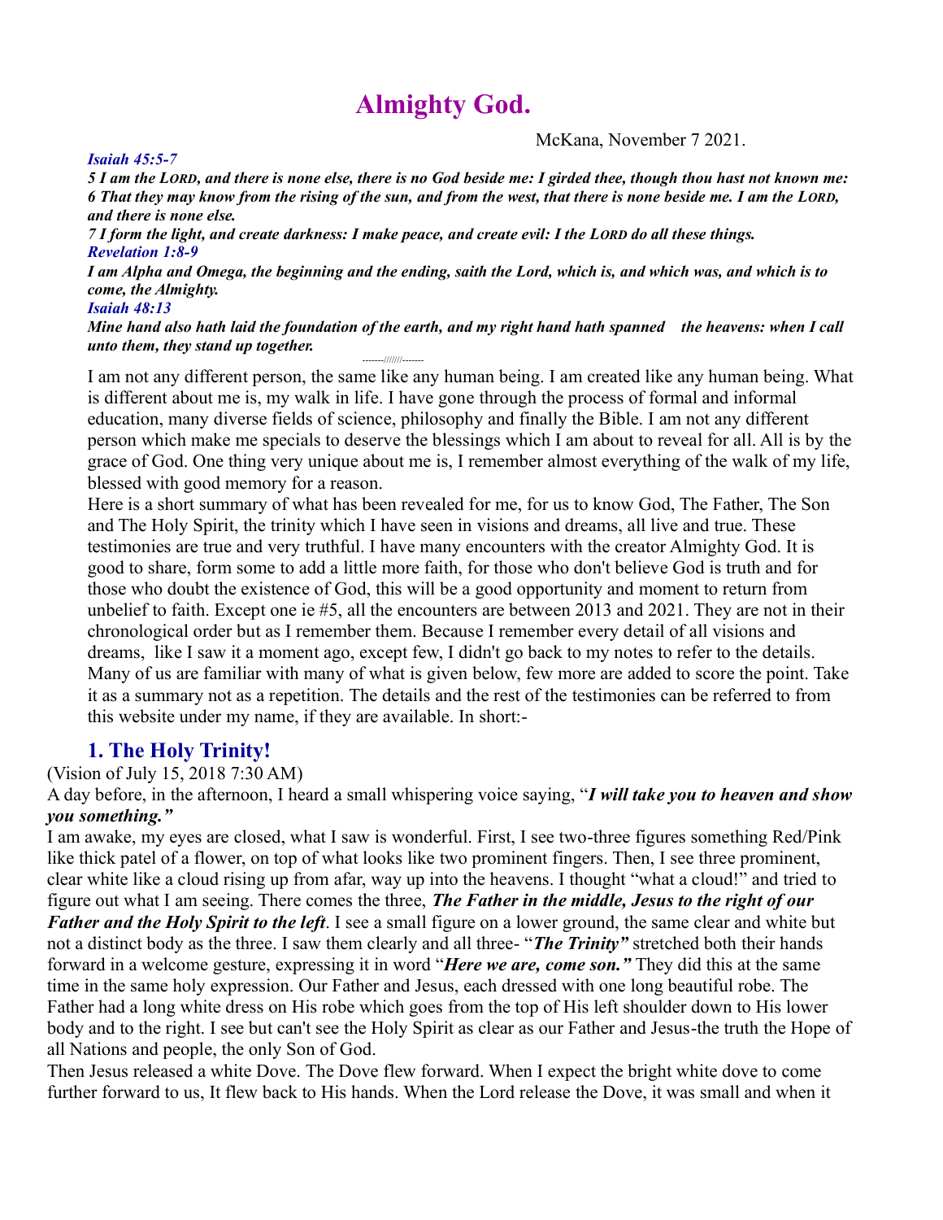# Almighty God.

McKana, November 7 2021.

***Isaiah 45:5-7***

***5 I am the LORD, and there is none else, there is no God beside me: I girded thee, though thou hast not known me: 6 That they may know from the rising of the sun, and from the west, that there is none beside me. I am the LORD, and there is none else.***

***7 I form the light, and create darkness: I make peace, and create evil: I the LORD do all these things.***

***Revelation 1:8-9***

***I am Alpha and Omega, the beginning and the ending, saith the Lord, which is, and which was, and which is to come, the Almighty.***

***Isaiah 48:13***

***Mine hand also hath laid the foundation of the earth, and my right hand hath spanned the heavens: when I call unto them, they stand up together.***

-------///////-------

I am not any different person, the same like any human being. I am created like any human being. What is different about me is, my walk in life. I have gone through the process of formal and informal education, many diverse fields of science, philosophy and finally the Bible. I am not any different person which make me specials to deserve the blessings which I am about to reveal for all. All is by the grace of God. One thing very unique about me is, I remember almost everything of the walk of my life, blessed with good memory for a reason.

Here is a short summary of what has been revealed for me, for us to know God, The Father, The Son and The Holy Spirit, the trinity which I have seen in visions and dreams, all live and true. These testimonies are true and very truthful. I have many encounters with the creator Almighty God. It is good to share, form some to add a little more faith, for those who don't believe God is truth and for those who doubt the existence of God, this will be a good opportunity and moment to return from unbelief to faith. Except one ie #5, all the encounters are between 2013 and 2021. They are not in their chronological order but as I remember them. Because I remember every detail of all visions and dreams, like I saw it a moment ago, except few, I didn't go back to my notes to refer to the details. Many of us are familiar with many of what is given below, few more are added to score the point. Take it as a summary not as a repetition. The details and the rest of the testimonies can be referred to from this website under my name, if they are available. In short:-

## 1. The Holy Trinity!

(Vision of July 15, 2018 7:30 AM)

A day before, in the afternoon, I heard a small whispering voice saying, "***I will take you to heaven and show you something."***

I am awake, my eyes are closed, what I saw is wonderful. First, I see two-three figures something Red/Pink like thick patel of a flower, on top of what looks like two prominent fingers. Then, I see three prominent, clear white like a cloud rising up from afar, way up into the heavens. I thought "what a cloud!" and tried to figure out what I am seeing. There comes the three, ***The Father in the middle, Jesus to the right of our Father and the Holy Spirit to the left***. I see a small figure on a lower ground, the same clear and white but not a distinct body as the three. I saw them clearly and all three- "***The Trinity"*** stretched both their hands forward in a welcome gesture, expressing it in word "***Here we are, come son."*** They did this at the same time in the same holy expression. Our Father and Jesus, each dressed with one long beautiful robe. The Father had a long white dress on His robe which goes from the top of His left shoulder down to His lower body and to the right. I see but can't see the Holy Spirit as clear as our Father and Jesus-the truth the Hope of all Nations and people, the only Son of God.

Then Jesus released a white Dove. The Dove flew forward. When I expect the bright white dove to come further forward to us, It flew back to His hands. When the Lord release the Dove, it was small and when it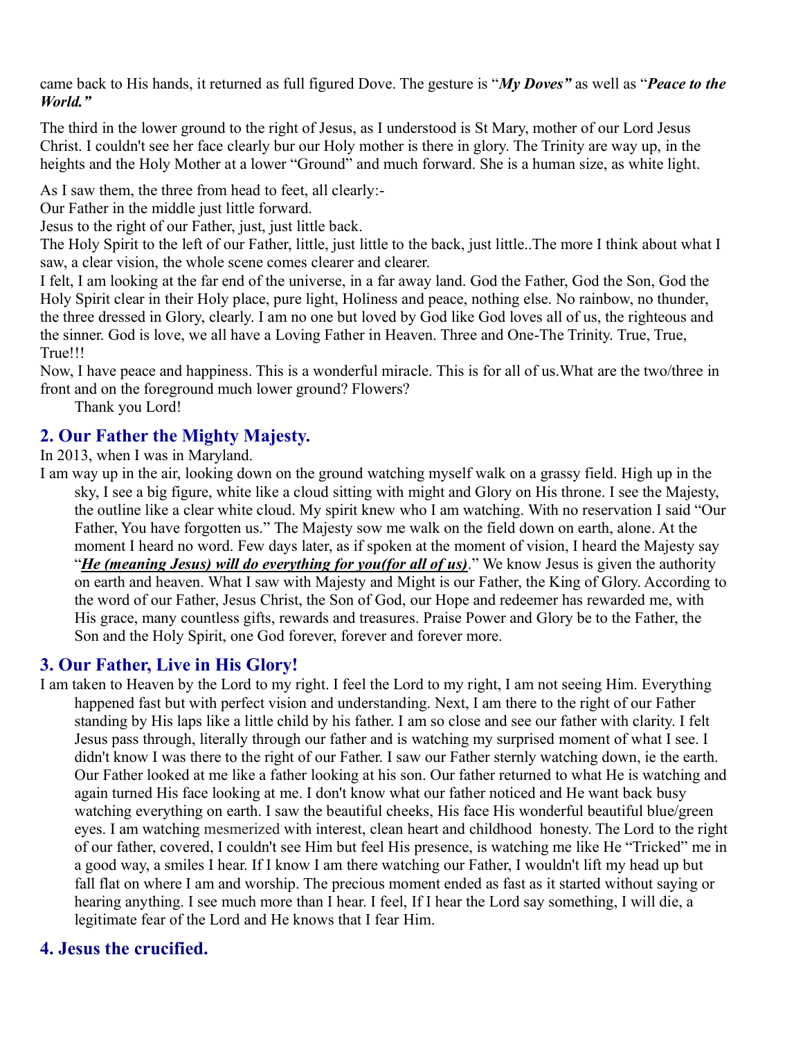came back to His hands, it returned as full figured Dove. The gesture is "***My Doves"*** as well as "***Peace to the World."***

The third in the lower ground to the right of Jesus, as I understood is St Mary, mother of our Lord Jesus Christ. I couldn't see her face clearly bur our Holy mother is there in glory. The Trinity are way up, in the heights and the Holy Mother at a lower "Ground" and much forward. She is a human size, as white light.

As I saw them, the three from head to feet, all clearly:-
Our Father in the middle just little forward.
Jesus to the right of our Father, just, just little back.
The Holy Spirit to the left of our Father, little, just little to the back, just little..The more I think about what I saw, a clear vision, the whole scene comes clearer and clearer.
I felt, I am looking at the far end of the universe, in a far away land. God the Father, God the Son, God the Holy Spirit clear in their Holy place, pure light, Holiness and peace, nothing else. No rainbow, no thunder, the three dressed in Glory, clearly. I am no one but loved by God like God loves all of us, the righteous and the sinner. God is love, we all have a Loving Father in Heaven. Three and One-The Trinity. True, True, True!!!
Now, I have peace and happiness. This is a wonderful miracle. This is for all of us.What are the two/three in front and on the foreground much lower ground? Flowers?
Thank you Lord!

## 2. Our Father the Mighty Majesty.

In 2013, when I was in Maryland.
I am way up in the air, looking down on the ground watching myself walk on a grassy field. High up in the sky, I see a big figure, white like a cloud sitting with might and Glory on His throne. I see the Majesty, the outline like a clear white cloud. My spirit knew who I am watching. With no reservation I said "Our Father, You have forgotten us." The Majesty sow me walk on the field down on earth, alone. At the moment I heard no word. Few days later, as if spoken at the moment of vision, I heard the Majesty say "***He (meaning Jesus) will do everything for you(for all of us)***." We know Jesus is given the authority on earth and heaven. What I saw with Majesty and Might is our Father, the King of Glory. According to the word of our Father, Jesus Christ, the Son of God, our Hope and redeemer has rewarded me, with His grace, many countless gifts, rewards and treasures. Praise Power and Glory be to the Father, the Son and the Holy Spirit, one God forever, forever and forever more.

## 3. Our Father, Live in His Glory!

I am taken to Heaven by the Lord to my right. I feel the Lord to my right, I am not seeing Him. Everything happened fast but with perfect vision and understanding. Next, I am there to the right of our Father standing by His laps like a little child by his father. I am so close and see our father with clarity. I felt Jesus pass through, literally through our father and is watching my surprised moment of what I see. I didn't know I was there to the right of our Father. I saw our Father sternly watching down, ie the earth. Our Father looked at me like a father looking at his son. Our father returned to what He is watching and again turned His face looking at me. I don't know what our father noticed and He want back busy watching everything on earth. I saw the beautiful cheeks, His face His wonderful beautiful blue/green eyes. I am watching mesmerized with interest, clean heart and childhood honesty. The Lord to the right of our father, covered, I couldn't see Him but feel His presence, is watching me like He "Tricked" me in a good way, a smiles I hear. If I know I am there watching our Father, I wouldn't lift my head up but fall flat on where I am and worship. The precious moment ended as fast as it started without saying or hearing anything. I see much more than I hear. I feel, If I hear the Lord say something, I will die, a legitimate fear of the Lord and He knows that I fear Him.

## 4. Jesus the crucified.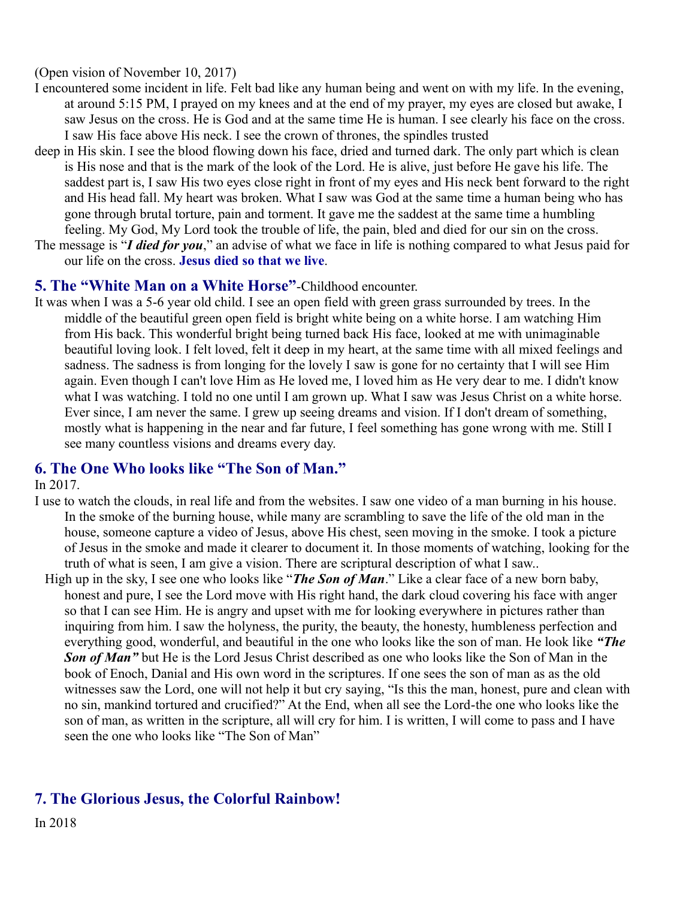(Open vision of November 10, 2017)

I encountered some incident in life. Felt bad like any human being and went on with my life. In the evening, at around 5:15 PM, I prayed on my knees and at the end of my prayer, my eyes are closed but awake, I saw Jesus on the cross. He is God and at the same time He is human. I see clearly his face on the cross. I saw His face above His neck. I see the crown of thrones, the spindles trusted deep in His skin. I see the blood flowing down his face, dried and turned dark. The only part which is clean is His nose and that is the mark of the look of the Lord. He is alive, just before He gave his life. The saddest part is, I saw His two eyes close right in front of my eyes and His neck bent forward to the right and His head fall. My heart was broken. What I saw was God at the same time a human being who has gone through brutal torture, pain and torment. It gave me the saddest at the same time a humbling feeling. My God, My Lord took the trouble of life, the pain, bled and died for our sin on the cross.

The message is "***I died for you***," an advise of what we face in life is nothing compared to what Jesus paid for our life on the cross. **Jesus died so that we live**.

## 5. The "White Man on a White Horse"-Childhood encounter.

It was when I was a 5-6 year old child. I see an open field with green grass surrounded by trees. In the middle of the beautiful green open field is bright white being on a white horse. I am watching Him from His back. This wonderful bright being turned back His face, looked at me with unimaginable beautiful loving look. I felt loved, felt it deep in my heart, at the same time with all mixed feelings and sadness. The sadness is from longing for the lovely I saw is gone for no certainty that I will see Him again. Even though I can't love Him as He loved me, I loved him as He very dear to me. I didn't know what I was watching. I told no one until I am grown up. What I saw was Jesus Christ on a white horse. Ever since, I am never the same. I grew up seeing dreams and vision. If I don't dream of something, mostly what is happening in the near and far future, I feel something has gone wrong with me. Still I see many countless visions and dreams every day.

## 6. The One Who looks like "The Son of Man."

In 2017.

I use to watch the clouds, in real life and from the websites. I saw one video of a man burning in his house. In the smoke of the burning house, while many are scrambling to save the life of the old man in the house, someone capture a video of Jesus, above His chest, seen moving in the smoke. I took a picture of Jesus in the smoke and made it clearer to document it. In those moments of watching, looking for the truth of what is seen, I am give a vision. There are scriptural description of what I saw..

High up in the sky, I see one who looks like "***The Son of Man***." Like a clear face of a new born baby, honest and pure, I see the Lord move with His right hand, the dark cloud covering his face with anger so that I can see Him. He is angry and upset with me for looking everywhere in pictures rather than inquiring from him. I saw the holyness, the purity, the beauty, the honesty, humbleness perfection and everything good, wonderful, and beautiful in the one who looks like the son of man. He look like ***"The Son of Man"*** but He is the Lord Jesus Christ described as one who looks like the Son of Man in the book of Enoch, Danial and His own word in the scriptures. If one sees the son of man as as the old witnesses saw the Lord, one will not help it but cry saying, "Is this the man, honest, pure and clean with no sin, mankind tortured and crucified?" At the End, when all see the Lord-the one who looks like the son of man, as written in the scripture, all will cry for him. I is written, I will come to pass and I have seen the one who looks like "The Son of Man"

## 7. The Glorious Jesus, the Colorful Rainbow!

In 2018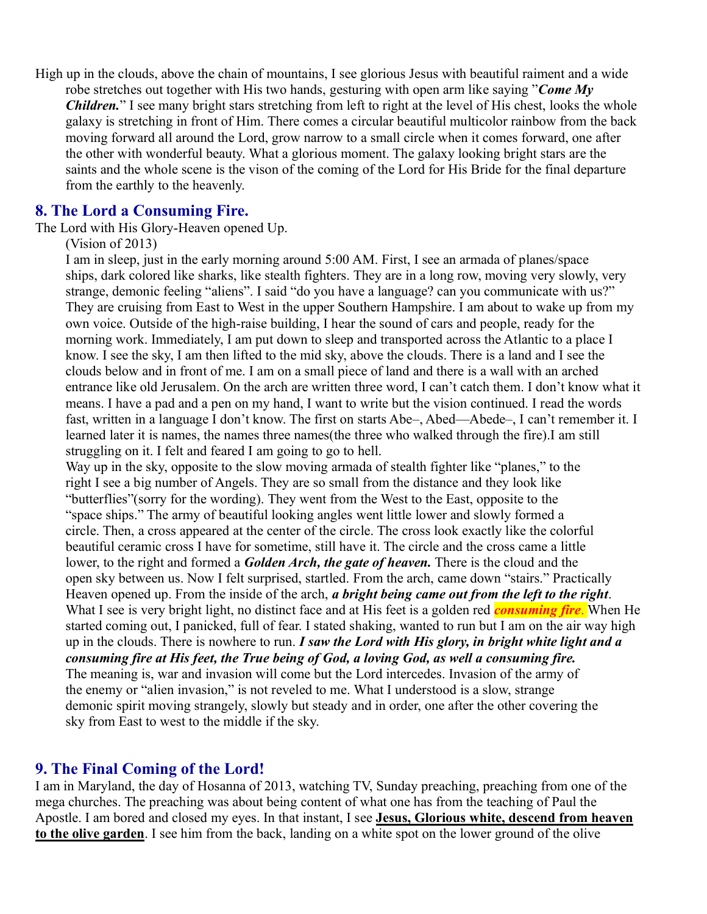High up in the clouds, above the chain of mountains, I see glorious Jesus with beautiful raiment and a wide robe stretches out together with His two hands, gesturing with open arm like saying "***Come My Children.***" I see many bright stars stretching from left to right at the level of His chest, looks the whole galaxy is stretching in front of Him. There comes a circular beautiful multicolor rainbow from the back moving forward all around the Lord, grow narrow to a small circle when it comes forward, one after the other with wonderful beauty. What a glorious moment. The galaxy looking bright stars are the saints and the whole scene is the vison of the coming of the Lord for His Bride for the final departure from the earthly to the heavenly.

## 8. The Lord a Consuming Fire.

The Lord with His Glory-Heaven opened Up.

(Vision of 2013)

I am in sleep, just in the early morning around 5:00 AM. First, I see an armada of planes/space ships, dark colored like sharks, like stealth fighters. They are in a long row, moving very slowly, very strange, demonic feeling "aliens". I said "do you have a language? can you communicate with us?" They are cruising from East to West in the upper Southern Hampshire. I am about to wake up from my own voice. Outside of the high-raise building, I hear the sound of cars and people, ready for the morning work. Immediately, I am put down to sleep and transported across the Atlantic to a place I know. I see the sky, I am then lifted to the mid sky, above the clouds. There is a land and I see the clouds below and in front of me. I am on a small piece of land and there is a wall with an arched entrance like old Jerusalem. On the arch are written three word, I can't catch them. I don't know what it means. I have a pad and a pen on my hand, I want to write but the vision continued. I read the words fast, written in a language I don't know. The first on starts Abe–, Abed—Abede–, I can't remember it. I learned later it is names, the names three names(the three who walked through the fire).I am still struggling on it. I felt and feared I am going to go to hell.

Way up in the sky, opposite to the slow moving armada of stealth fighter like "planes," to the right I see a big number of Angels. They are so small from the distance and they look like "butterflies"(sorry for the wording). They went from the West to the East, opposite to the "space ships." The army of beautiful looking angles went little lower and slowly formed a circle. Then, a cross appeared at the center of the circle. The cross look exactly like the colorful beautiful ceramic cross I have for sometime, still have it. The circle and the cross came a little lower, to the right and formed a ***Golden Arch, the gate of heaven.*** There is the cloud and the open sky between us. Now I felt surprised, startled. From the arch, came down "stairs." Practically Heaven opened up. From the inside of the arch, ***a bright being came out from the left to the right***. What I see is very bright light, no distinct face and at His feet is a golden red ***consuming fire***. When He started coming out, I panicked, full of fear. I stated shaking, wanted to run but I am on the air way high up in the clouds. There is nowhere to run. ***I saw the Lord with His glory, in bright white light and a consuming fire at His feet, the True being of God, a loving God, as well a consuming fire.***

The meaning is, war and invasion will come but the Lord intercedes. Invasion of the army of the enemy or "alien invasion," is not reveled to me. What I understood is a slow, strange demonic spirit moving strangely, slowly but steady and in order, one after the other covering the sky from East to west to the middle if the sky.

## 9. The Final Coming of the Lord!

I am in Maryland, the day of Hosanna of 2013, watching TV, Sunday preaching, preaching from one of the mega churches. The preaching was about being content of what one has from the teaching of Paul the Apostle. I am bored and closed my eyes. In that instant, I see **Jesus, Glorious white, descend from heaven to the olive garden**. I see him from the back, landing on a white spot on the lower ground of the olive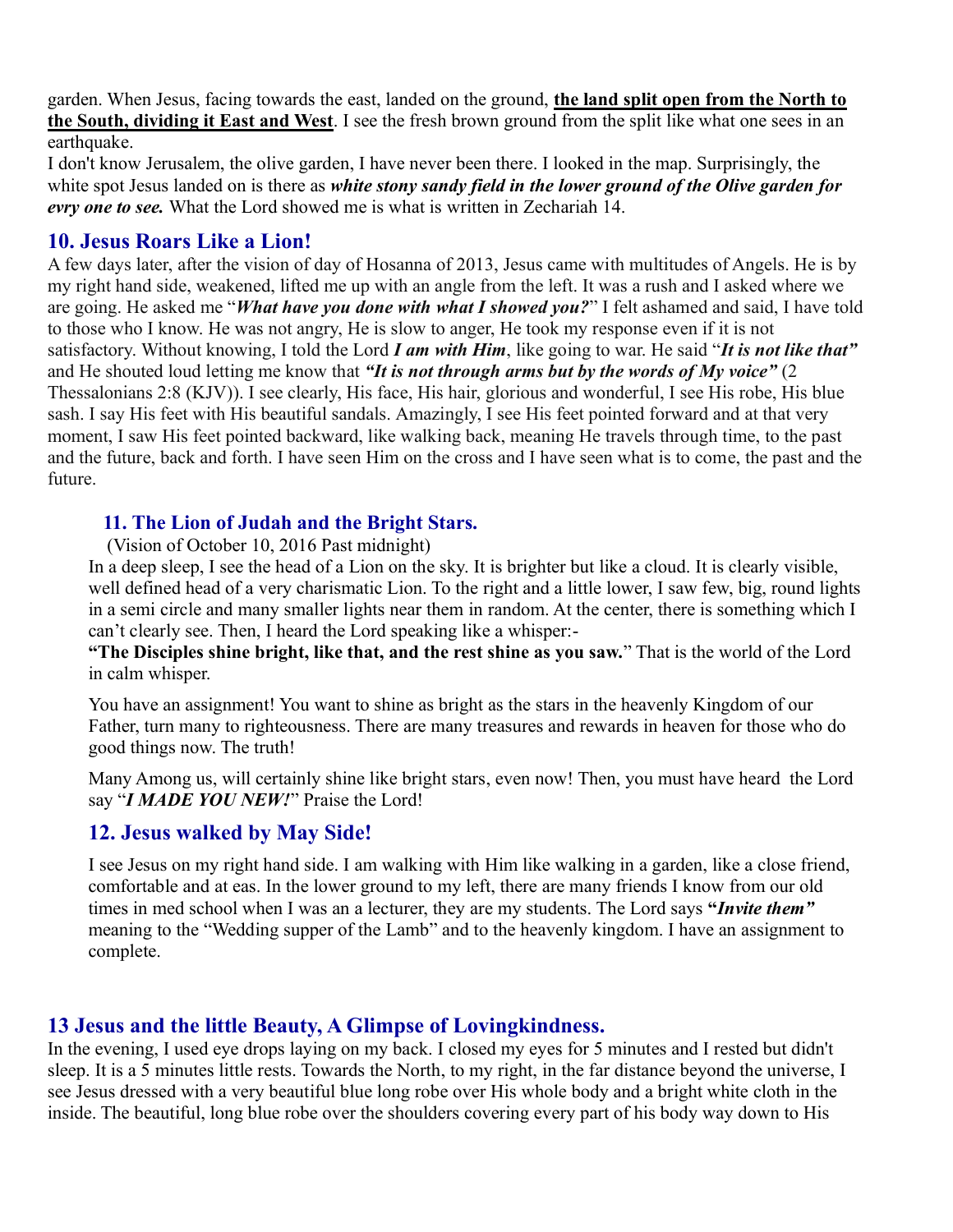garden. When Jesus, facing towards the east, landed on the ground, **the land split open from the North to the South, dividing it East and West**. I see the fresh brown ground from the split like what one sees in an earthquake.

I don't know Jerusalem, the olive garden, I have never been there. I looked in the map. Surprisingly, the white spot Jesus landed on is there as ***white stony sandy field in the lower ground of the Olive garden for evry one to see.*** What the Lord showed me is what is written in Zechariah 14.

## 10. Jesus Roars Like a Lion!

A few days later, after the vision of day of Hosanna of 2013, Jesus came with multitudes of Angels. He is by my right hand side, weakened, lifted me up with an angle from the left. It was a rush and I asked where we are going. He asked me "***What have you done with what I showed you?***" I felt ashamed and said, I have told to those who I know. He was not angry, He is slow to anger, He took my response even if it is not satisfactory. Without knowing, I told the Lord ***I am with Him***, like going to war. He said "***It is not like that"*** and He shouted loud letting me know that ***"It is not through arms but by the words of My voice"*** (2 Thessalonians 2:8 (KJV)). I see clearly, His face, His hair, glorious and wonderful, I see His robe, His blue sash. I say His feet with His beautiful sandals. Amazingly, I see His feet pointed forward and at that very moment, I saw His feet pointed backward, like walking back, meaning He travels through time, to the past and the future, back and forth. I have seen Him on the cross and I have seen what is to come, the past and the future.

### 11. The Lion of Judah and the Bright Stars.

(Vision of October 10, 2016 Past midnight)

In a deep sleep, I see the head of a Lion on the sky. It is brighter but like a cloud. It is clearly visible, well defined head of a very charismatic Lion. To the right and a little lower, I saw few, big, round lights in a semi circle and many smaller lights near them in random. At the center, there is something which I can't clearly see. Then, I heard the Lord speaking like a whisper:-

**"The Disciples shine bright, like that, and the rest shine as you saw.**" That is the world of the Lord in calm whisper.

You have an assignment! You want to shine as bright as the stars in the heavenly Kingdom of our Father, turn many to righteousness. There are many treasures and rewards in heaven for those who do good things now. The truth!

Many Among us, will certainly shine like bright stars, even now! Then, you must have heard the Lord say "***I MADE YOU NEW!***" Praise the Lord!

## 12. Jesus walked by May Side!

I see Jesus on my right hand side. I am walking with Him like walking in a garden, like a close friend, comfortable and at eas. In the lower ground to my left, there are many friends I know from our old times in med school when I was an a lecturer, they are my students. The Lord says **"*Invite them"*** meaning to the "Wedding supper of the Lamb" and to the heavenly kingdom. I have an assignment to complete.

## 13 Jesus and the little Beauty, A Glimpse of Lovingkindness.

In the evening, I used eye drops laying on my back. I closed my eyes for 5 minutes and I rested but didn't sleep. It is a 5 minutes little rests. Towards the North, to my right, in the far distance beyond the universe, I see Jesus dressed with a very beautiful blue long robe over His whole body and a bright white cloth in the inside. The beautiful, long blue robe over the shoulders covering every part of his body way down to His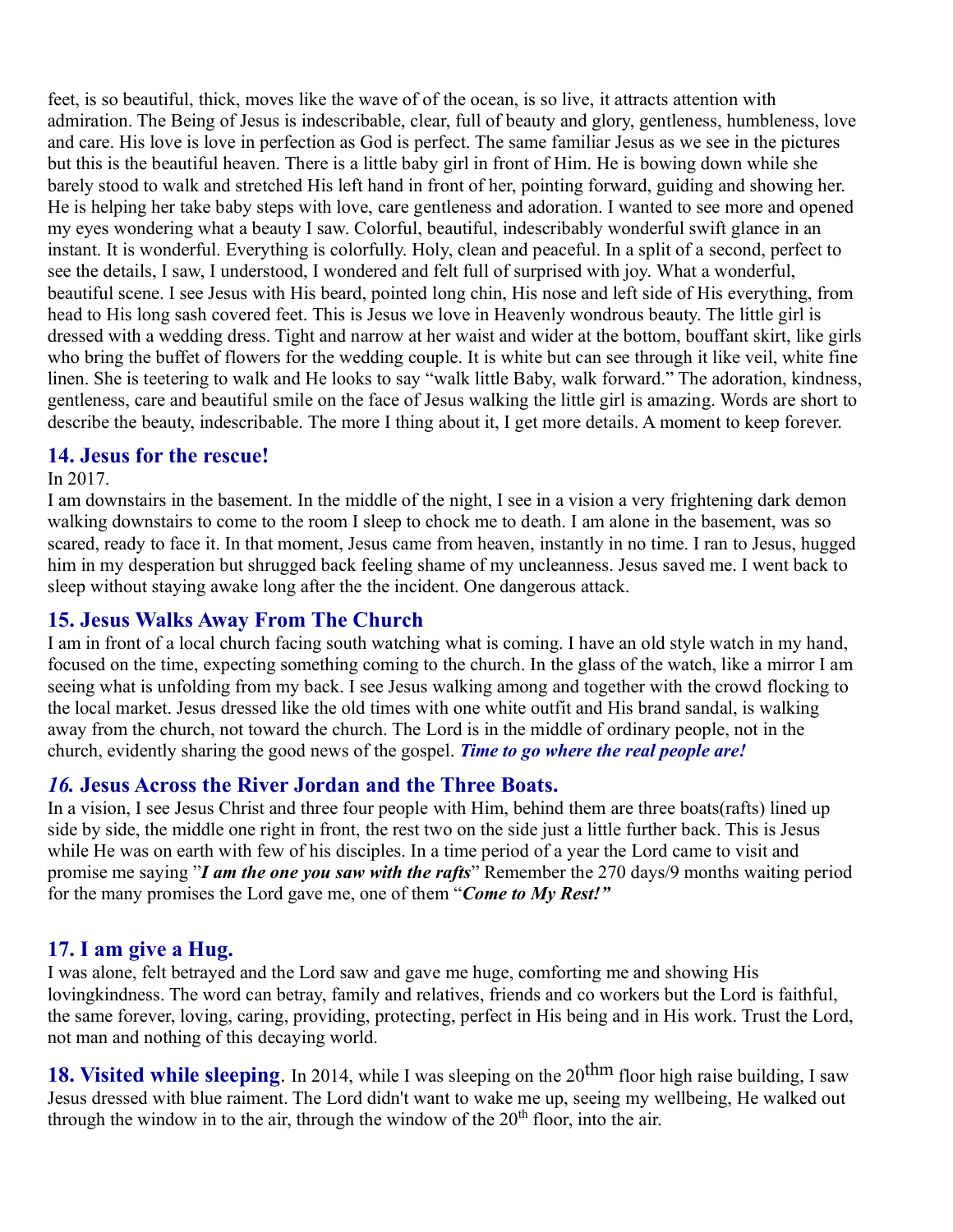feet, is so beautiful, thick, moves like the wave of of the ocean, is so live, it attracts attention with admiration. The Being of Jesus is indescribable, clear, full of beauty and glory, gentleness, humbleness, love and care. His love is love in perfection as God is perfect. The same familiar Jesus as we see in the pictures but this is the beautiful heaven. There is a little baby girl in front of Him. He is bowing down while she barely stood to walk and stretched His left hand in front of her, pointing forward, guiding and showing her. He is helping her take baby steps with love, care gentleness and adoration. I wanted to see more and opened my eyes wondering what a beauty I saw. Colorful, beautiful, indescribably wonderful swift glance in an instant. It is wonderful. Everything is colorfully. Holy, clean and peaceful. In a split of a second, perfect to see the details, I saw, I understood, I wondered and felt full of surprised with joy. What a wonderful, beautiful scene. I see Jesus with His beard, pointed long chin, His nose and left side of His everything, from head to His long sash covered feet. This is Jesus we love in Heavenly wondrous beauty. The little girl is dressed with a wedding dress. Tight and narrow at her waist and wider at the bottom, bouffant skirt, like girls who bring the buffet of flowers for the wedding couple. It is white but can see through it like veil, white fine linen. She is teetering to walk and He looks to say "walk little Baby, walk forward." The adoration, kindness, gentleness, care and beautiful smile on the face of Jesus walking the little girl is amazing. Words are short to describe the beauty, indescribable. The more I thing about it, I get more details. A moment to keep forever.

## 14. Jesus for the rescue!

In 2017.

I am downstairs in the basement. In the middle of the night, I see in a vision a very frightening dark demon walking downstairs to come to the room I sleep to chock me to death. I am alone in the basement, was so scared, ready to face it. In that moment, Jesus came from heaven, instantly in no time. I ran to Jesus, hugged him in my desperation but shrugged back feeling shame of my uncleanness. Jesus saved me. I went back to sleep without staying awake long after the the incident. One dangerous attack.

## 15. Jesus Walks Away From The Church

I am in front of a local church facing south watching what is coming. I have an old style watch in my hand, focused on the time, expecting something coming to the church. In the glass of the watch, like a mirror I am seeing what is unfolding from my back. I see Jesus walking among and together with the crowd flocking to the local market. Jesus dressed like the old times with one white outfit and His brand sandal, is walking away from the church, not toward the church. The Lord is in the middle of ordinary people, not in the church, evidently sharing the good news of the gospel. ***Time to go where the real people are!***

## *16.* Jesus Across the River Jordan and the Three Boats.

In a vision, I see Jesus Christ and three four people with Him, behind them are three boats(rafts) lined up side by side, the middle one right in front, the rest two on the side just a little further back. This is Jesus while He was on earth with few of his disciples. In a time period of a year the Lord came to visit and promise me saying "***I am the one you saw with the rafts***" Remember the 270 days/9 months waiting period for the many promises the Lord gave me, one of them "***Come to My Rest!"***

## 17. I am give a Hug.

I was alone, felt betrayed and the Lord saw and gave me huge, comforting me and showing His lovingkindness. The word can betray, family and relatives, friends and co workers but the Lord is faithful, the same forever, loving, caring, providing, protecting, perfect in His being and in His work. Trust the Lord, not man and nothing of this decaying world.

**18. Visited while sleeping**. In 2014, while I was sleeping on the $20^{thm}$ floor high raise building, I saw Jesus dressed with blue raiment. The Lord didn't want to wake me up, seeing my wellbeing, He walked out through the window in to the air, through the window of the $20^{th}$ floor, into the air.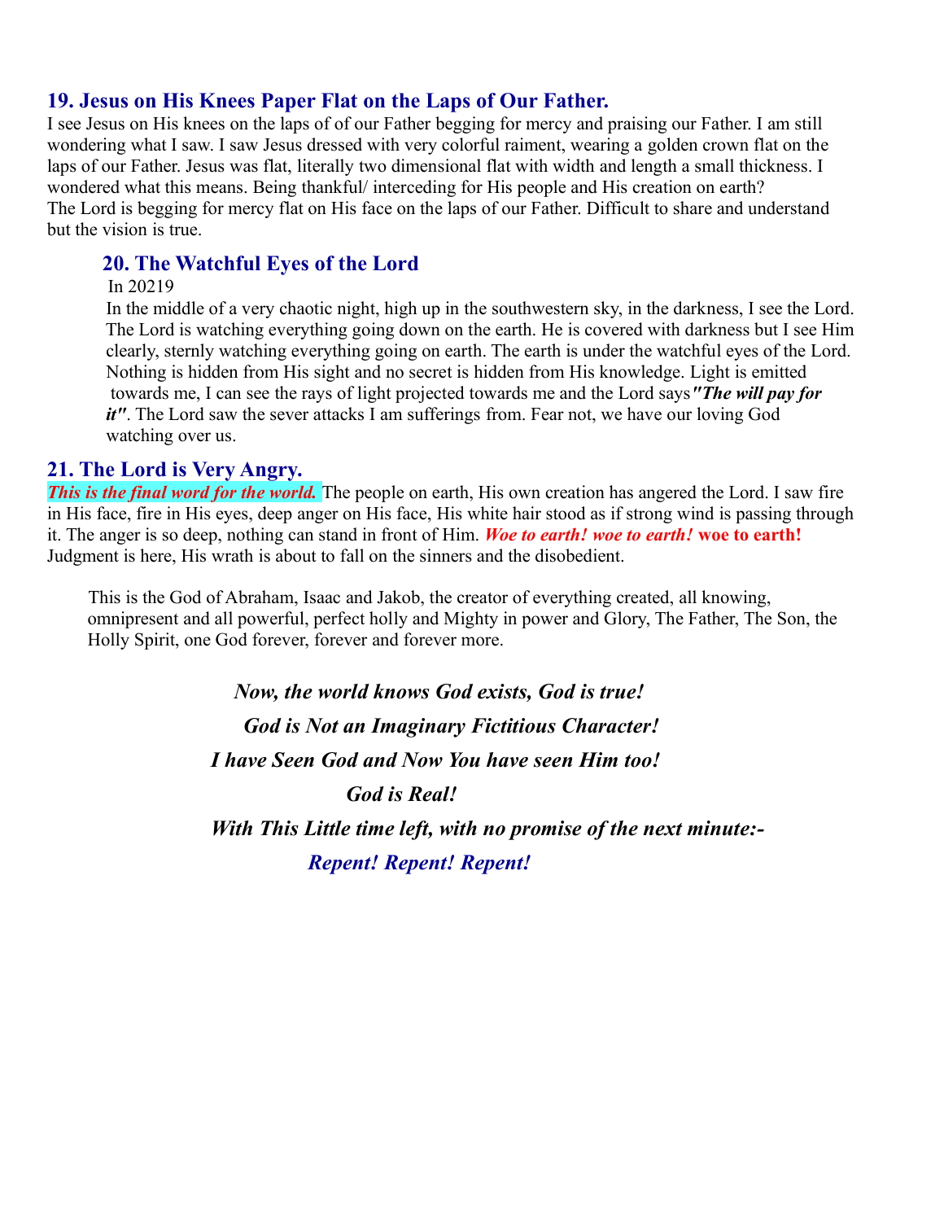### 19. Jesus on His Knees Paper Flat on the Laps of Our Father.

I see Jesus on His knees on the laps of of our Father begging for mercy and praising our Father. I am still wondering what I saw. I saw Jesus dressed with very colorful raiment, wearing a golden crown flat on the laps of our Father. Jesus was flat, literally two dimensional flat with width and length a small thickness. I wondered what this means. Being thankful/ interceding for His people and His creation on earth?
The Lord is begging for mercy flat on His face on the laps of our Father. Difficult to share and understand but the vision is true.

### 20. The Watchful Eyes of the Lord

In 20219

In the middle of a very chaotic night, high up in the southwestern sky, in the darkness, I see the Lord. The Lord is watching everything going down on the earth. He is covered with darkness but I see Him clearly, sternly watching everything going on earth. The earth is under the watchful eyes of the Lord. Nothing is hidden from His sight and no secret is hidden from His knowledge. Light is emitted towards me, I can see the rays of light projected towards me and the Lord says ***"The will pay for it"***. The Lord saw the sever attacks I am sufferings from. Fear not, we have our loving God watching over us.

### 21. The Lord is Very Angry.

***This is the final word for the world.*** The people on earth, His own creation has angered the Lord. I saw fire in His face, fire in His eyes, deep anger on His face, His white hair stood as if strong wind is passing through it. The anger is so deep, nothing can stand in front of Him. ***Woe to earth! woe to earth!*** **woe to earth!** Judgment is here, His wrath is about to fall on the sinners and the disobedient.

This is the God of Abraham, Isaac and Jakob, the creator of everything created, all knowing, omnipresent and all powerful, perfect holly and Mighty in power and Glory, The Father, The Son, the Holly Spirit, one God forever, forever and forever more.

***Now, the world knows God exists, God is true!***

***God is Not an Imaginary Fictitious Character!***

***I have Seen God and Now You have seen Him too!***

***God is Real!***

***With This Little time left, with no promise of the next minute:-***

***Repent! Repent! Repent!***